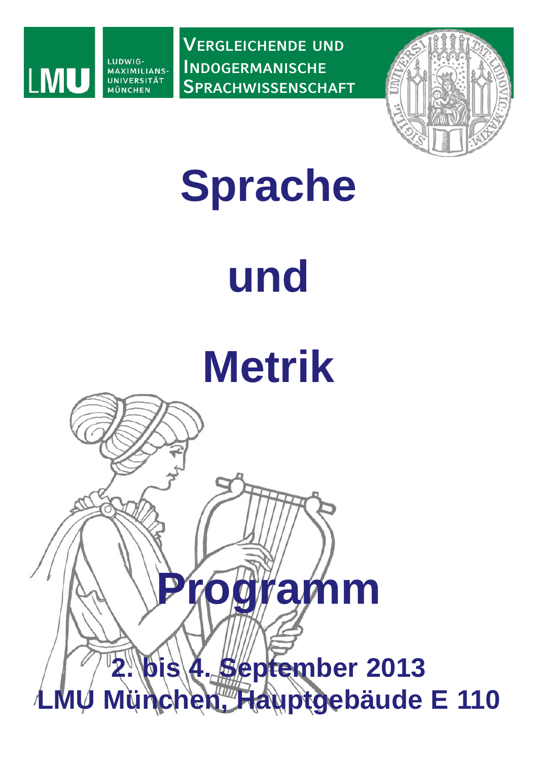LMU LUDWIG-MAXIMILIANS-UNIVERSITÄT MÜNCHEN

VERGLEICHENDE UND INDOGERMANISCHE SPRACHWISSENSCHAFT

# Sprache

# und

# Metrik

# Programm

**2. bis 4. September 2013**

**LMU München, Hauptgebäude E 110**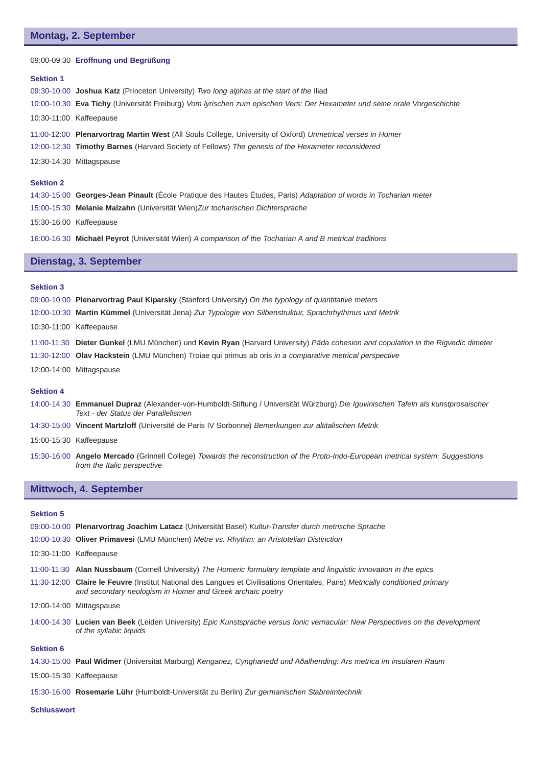## Montag, 2. September

09:00-09:30 **Eröffnung und Begrüßung**

### Sektion 1

09:30-10:00 **Joshua Katz** (Princeton University) *Two long alphas at the start of the* Iliad

10:00-10:30 **Eva Tichy** (Universität Freiburg) *Vom lyrischen zum epischen Vers: Der Hexameter und seine orale Vorgeschichte*

10:30-11:00 Kaffeepause

11:00-12:00 **Plenarvortrag Martin West** (All Souls College, University of Oxford) *Unmetrical verses in Homer*

12:00-12:30 **Timothy Barnes** (Harvard Society of Fellows) *The genesis of the Hexameter reconsidered*

12:30-14:30 Mittagspause

### Sektion 2

14:30-15:00 **Georges-Jean Pinault** (École Pratique des Hautes Études, Paris) *Adaptation of words in Tocharian meter*

15:00-15:30 **Melanie Malzahn** (Universität Wien)*Zur tocharischen Dichtersprache*

15:30-16:00 Kaffeepause

16:00-16:30 **Michaël Peyrot** (Universität Wien) *A comparison of the Tocharian A and B metrical traditions*

## Dienstag, 3. September

### Sektion 3

09:00-10:00 **Plenarvortrag Paul Kiparsky** (Stanford University) *On the typology of quantitative meters*

10:00-10:30 **Martin Kümmel** (Universität Jena) *Zur Typologie von Silbenstruktur, Sprachrhythmus und Metrik*

10:30-11:00 Kaffeepause

11:00-11:30 **Dieter Gunkel** (LMU München) und **Kevin Ryan** (Harvard University) *Pāda cohesion and copulation in the Rigvedic dimeter*

11:30-12:00 **Olav Hackstein** (LMU München) Troiae qui primus ab oris *in a comparative metrical perspective*

12:00-14:00 Mittagspause

### Sektion 4

14:00-14:30 **Emmanuel Dupraz** (Alexander-von-Humboldt-Stiftung / Universität Würzburg) *Die Iguvinischen Tafeln als kunstprosaischer Text - der Status der Parallelismen*

14:30-15:00 **Vincent Martzloff** (Université de Paris IV Sorbonne) *Bemerkungen zur altitalischen Metrik*

15:00-15:30 Kaffeepause

15:30-16:00 **Angelo Mercado** (Grinnell College) *Towards the reconstruction of the Proto-Indo-European metrical system: Suggestions from the Italic perspective*

## Mittwoch, 4. September

### Sektion 5

09:00-10:00 **Plenarvortrag Joachim Latacz** (Universität Basel) *Kultur-Transfer durch metrische Sprache*

10:00-10:30 **Oliver Primavesi** (LMU München) *Metre vs. Rhythm: an Aristotelian Distinction*

10:30-11:00 Kaffeepause

11:00-11:30 **Alan Nussbaum** (Cornell University) *The Homeric formulary template and linguistic innovation in the epics*

11:30-12:00 **Claire le Feuvre** (Institut National des Langues et Civilisations Orientales, Paris) *Metrically conditioned primary and secondary neologism in Homer and Greek archaïc poetry*

12:00-14:00 Mittagspause

14:00-14:30 **Lucien van Beek** (Leiden University) *Epic Kunstsprache versus Ionic vernacular: New Perspectives on the development of the syllabic liquids*

### Sektion 6

14.30-15:00 **Paul Widmer** (Universität Marburg) *Kenganez, Cynghanedd und Aðalhending: Ars metrica im insularen Raum*

15:00-15:30 Kaffeepause

15:30-16:00 **Rosemarie Lühr** (Humboldt-Universität zu Berlin) *Zur germanischen Stabreimtechnik*

### Schlusswort